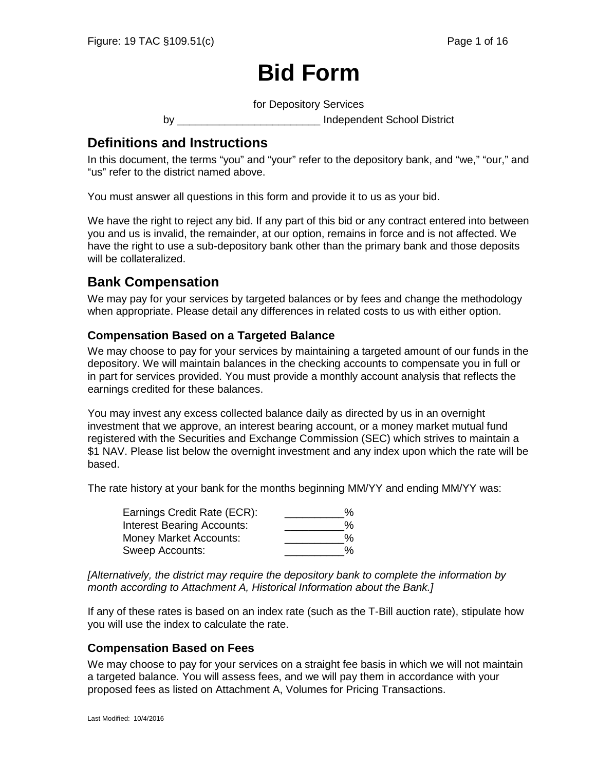# Bid Form

for Depository Services

by ________________________ Independent School District

## Definitions and Instructions

In this document, the terms "you" and "your" refer to the depository bank, and "we," "our," and "us" refer to the district named above.

You must answer all questions in this form and provide it to us as your bid.

We have the right to reject any bid. If any part of this bid or any contract entered into between you and us is invalid, the remainder, at our option, remains in force and is not affected. We have the right to use a sub-depository bank other than the primary bank and those deposits will be collateralized.

## Bank Compensation

We may pay for your services by targeted balances or by fees and change the methodology when appropriate. Please detail any differences in related costs to us with either option.

### Compensation Based on a Targeted Balance

We may choose to pay for your services by maintaining a targeted amount of our funds in the depository. We will maintain balances in the checking accounts to compensate you in full or in part for services provided. You must provide a monthly account analysis that reflects the earnings credited for these balances.

You may invest any excess collected balance daily as directed by us in an overnight investment that we approve, an interest bearing account, or a money market mutual fund registered with the Securities and Exchange Commission (SEC) which strives to maintain a $1 NAV. Please list below the overnight investment and any index upon which the rate will be based.

The rate history at your bank for the months beginning MM/YY and ending MM/YY was:

Earnings Credit Rate (ECR): __________%
Interest Bearing Accounts: __________%
Money Market Accounts: __________%
Sweep Accounts: __________%

*[Alternatively, the district may require the depository bank to complete the information by month according to Attachment A, Historical Information about the Bank.]*

If any of these rates is based on an index rate (such as the T-Bill auction rate), stipulate how you will use the index to calculate the rate.

### Compensation Based on Fees

We may choose to pay for your services on a straight fee basis in which we will not maintain a targeted balance. You will assess fees, and we will pay them in accordance with your proposed fees as listed on Attachment A, Volumes for Pricing Transactions.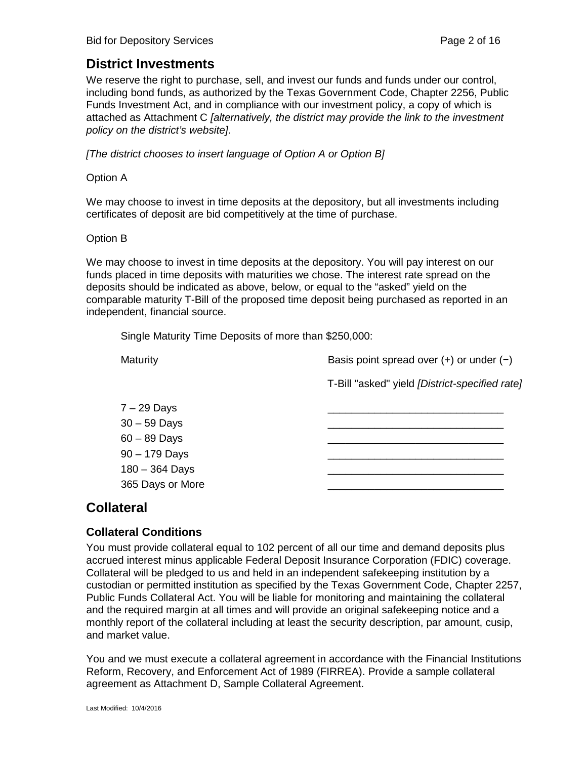## District Investments

We reserve the right to purchase, sell, and invest our funds and funds under our control, including bond funds, as authorized by the Texas Government Code, Chapter 2256, Public Funds Investment Act, and in compliance with our investment policy, a copy of which is attached as Attachment C *[alternatively, the district may provide the link to the investment policy on the district's website]*.

*[The district chooses to insert language of Option A or Option B]*

Option A

We may choose to invest in time deposits at the depository, but all investments including certificates of deposit are bid competitively at the time of purchase.

Option B

We may choose to invest in time deposits at the depository. You will pay interest on our funds placed in time deposits with maturities we chose. The interest rate spread on the deposits should be indicated as above, below, or equal to the "asked" yield on the comparable maturity T-Bill of the proposed time deposit being purchased as reported in an independent, financial source.

Single Maturity Time Deposits of more than $250,000:

| Maturity | Basis point spread over (+) or under (−) T-Bill "asked" yield *[District-specified rate]* |
|---|---|
| 7 – 29 Days | ______________________________ |
| 30 – 59 Days | ______________________________ |
| 60 – 89 Days | ______________________________ |
| 90 – 179 Days | ______________________________ |
| 180 – 364 Days | ______________________________ |
| 365 Days or More | ______________________________ |

## Collateral

### Collateral Conditions

You must provide collateral equal to 102 percent of all our time and demand deposits plus accrued interest minus applicable Federal Deposit Insurance Corporation (FDIC) coverage. Collateral will be pledged to us and held in an independent safekeeping institution by a custodian or permitted institution as specified by the Texas Government Code, Chapter 2257, Public Funds Collateral Act. You will be liable for monitoring and maintaining the collateral and the required margin at all times and will provide an original safekeeping notice and a monthly report of the collateral including at least the security description, par amount, cusip, and market value.

You and we must execute a collateral agreement in accordance with the Financial Institutions Reform, Recovery, and Enforcement Act of 1989 (FIRREA). Provide a sample collateral agreement as Attachment D, Sample Collateral Agreement.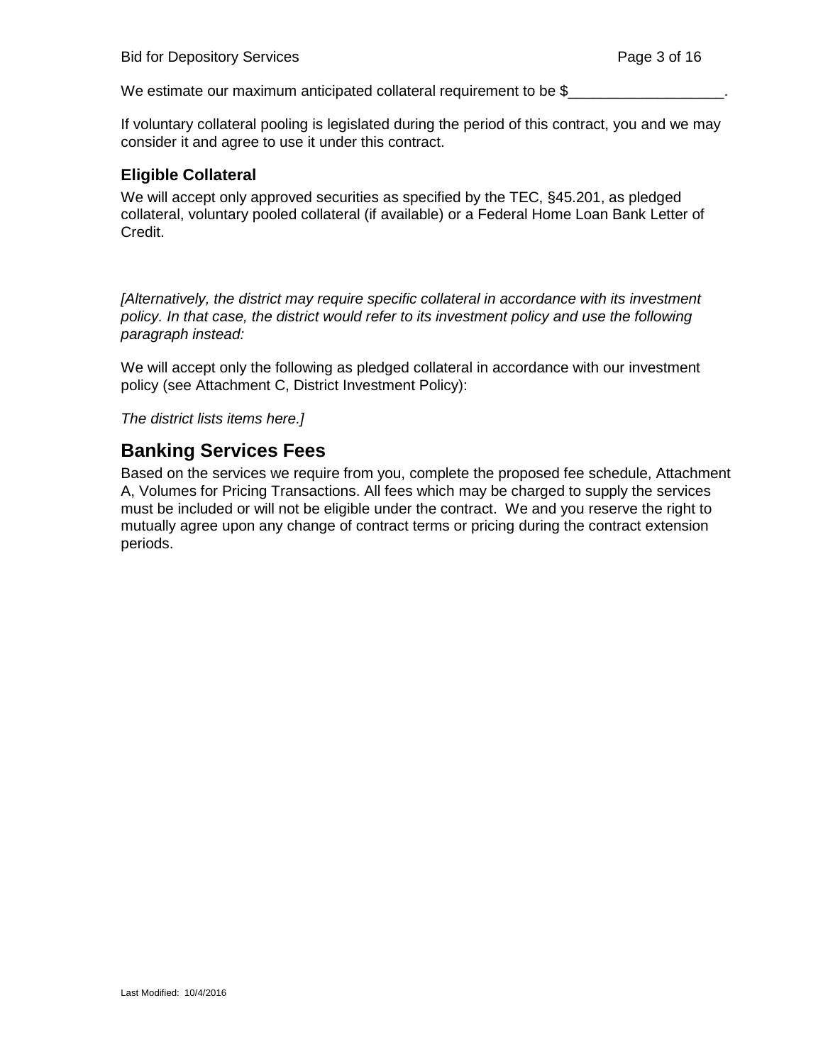We estimate our maximum anticipated collateral requirement to be $___________________.

If voluntary collateral pooling is legislated during the period of this contract, you and we may consider it and agree to use it under this contract.

### Eligible Collateral

We will accept only approved securities as specified by the TEC, §45.201, as pledged collateral, voluntary pooled collateral (if available) or a Federal Home Loan Bank Letter of Credit.

*[Alternatively, the district may require specific collateral in accordance with its investment policy. In that case, the district would refer to its investment policy and use the following paragraph instead:*

We will accept only the following as pledged collateral in accordance with our investment policy (see Attachment C, District Investment Policy):

*The district lists items here.]*

## Banking Services Fees

Based on the services we require from you, complete the proposed fee schedule, Attachment A, Volumes for Pricing Transactions. All fees which may be charged to supply the services must be included or will not be eligible under the contract. We and you reserve the right to mutually agree upon any change of contract terms or pricing during the contract extension periods.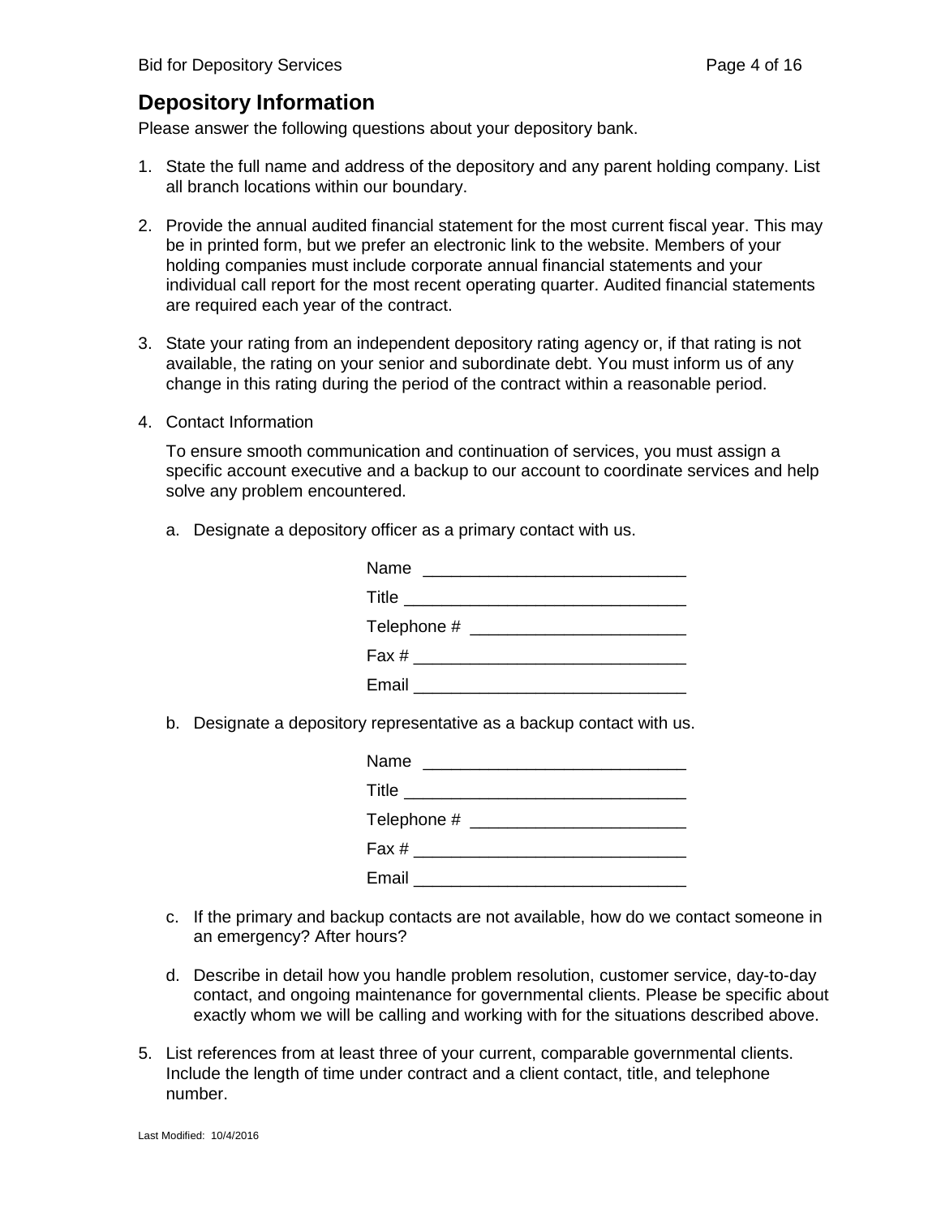## Depository Information

Please answer the following questions about your depository bank.

1. State the full name and address of the depository and any parent holding company. List all branch locations within our boundary.

2. Provide the annual audited financial statement for the most current fiscal year. This may be in printed form, but we prefer an electronic link to the website. Members of your holding companies must include corporate annual financial statements and your individual call report for the most recent operating quarter. Audited financial statements are required each year of the contract.

3. State your rating from an independent depository rating agency or, if that rating is not available, the rating on your senior and subordinate debt. You must inform us of any change in this rating during the period of the contract within a reasonable period.

4. Contact Information

   To ensure smooth communication and continuation of services, you must assign a specific account executive and a backup to our account to coordinate services and help solve any problem encountered.

   a. Designate a depository officer as a primary contact with us.

      Name ___________________________

      Title _____________________________

      Telephone # ______________________

      Fax # ____________________________

      Email ____________________________

   b. Designate a depository representative as a backup contact with us.

      Name ___________________________

      Title _____________________________

      Telephone # ______________________

      Fax # ____________________________

      Email ____________________________

   c. If the primary and backup contacts are not available, how do we contact someone in an emergency? After hours?

   d. Describe in detail how you handle problem resolution, customer service, day-to-day contact, and ongoing maintenance for governmental clients. Please be specific about exactly whom we will be calling and working with for the situations described above.

5. List references from at least three of your current, comparable governmental clients. Include the length of time under contract and a client contact, title, and telephone number.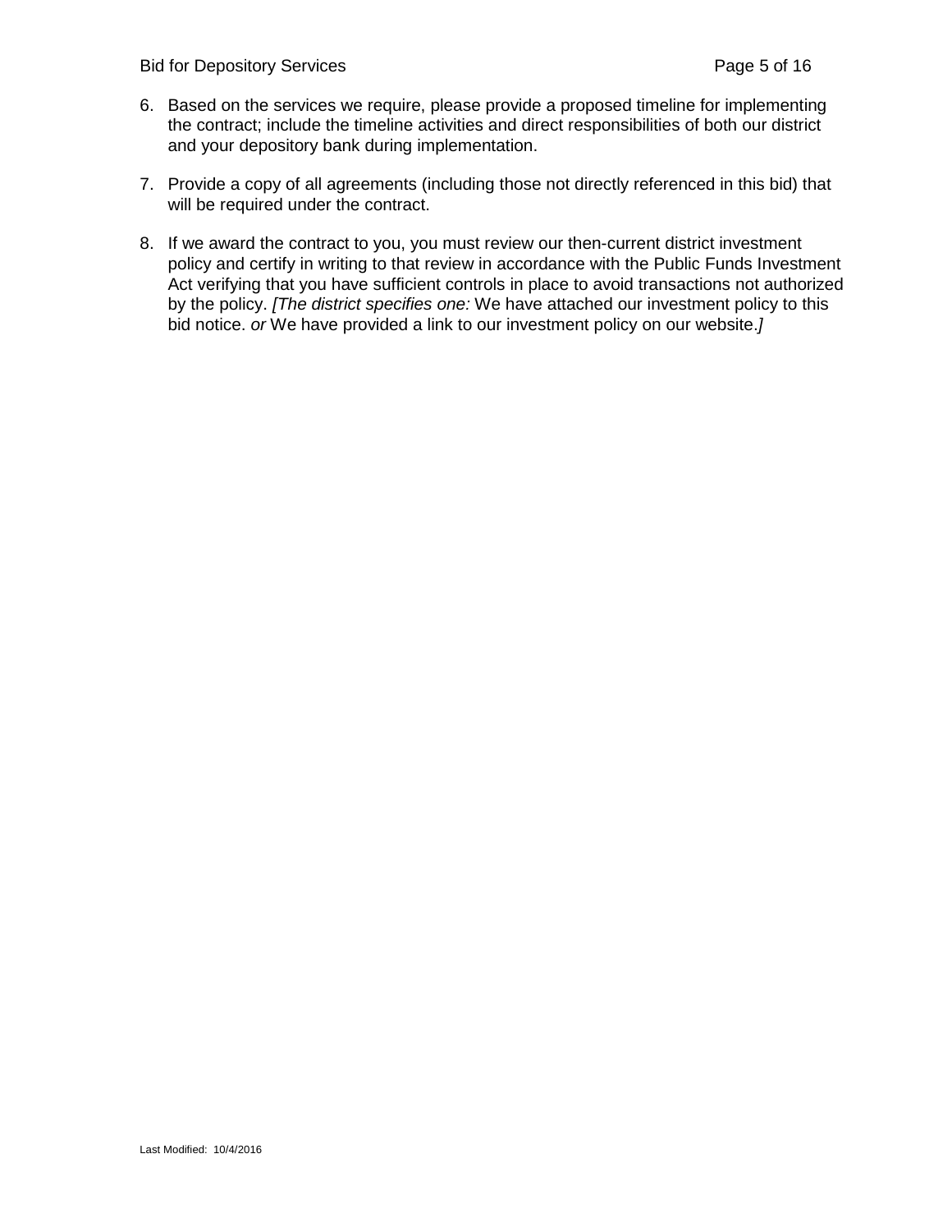6. Based on the services we require, please provide a proposed timeline for implementing the contract; include the timeline activities and direct responsibilities of both our district and your depository bank during implementation.

7. Provide a copy of all agreements (including those not directly referenced in this bid) that will be required under the contract.

8. If we award the contract to you, you must review our then-current district investment policy and certify in writing to that review in accordance with the Public Funds Investment Act verifying that you have sufficient controls in place to avoid transactions not authorized by the policy. *[The district specifies one:* We have attached our investment policy to this bid notice. *or* We have provided a link to our investment policy on our website.*]*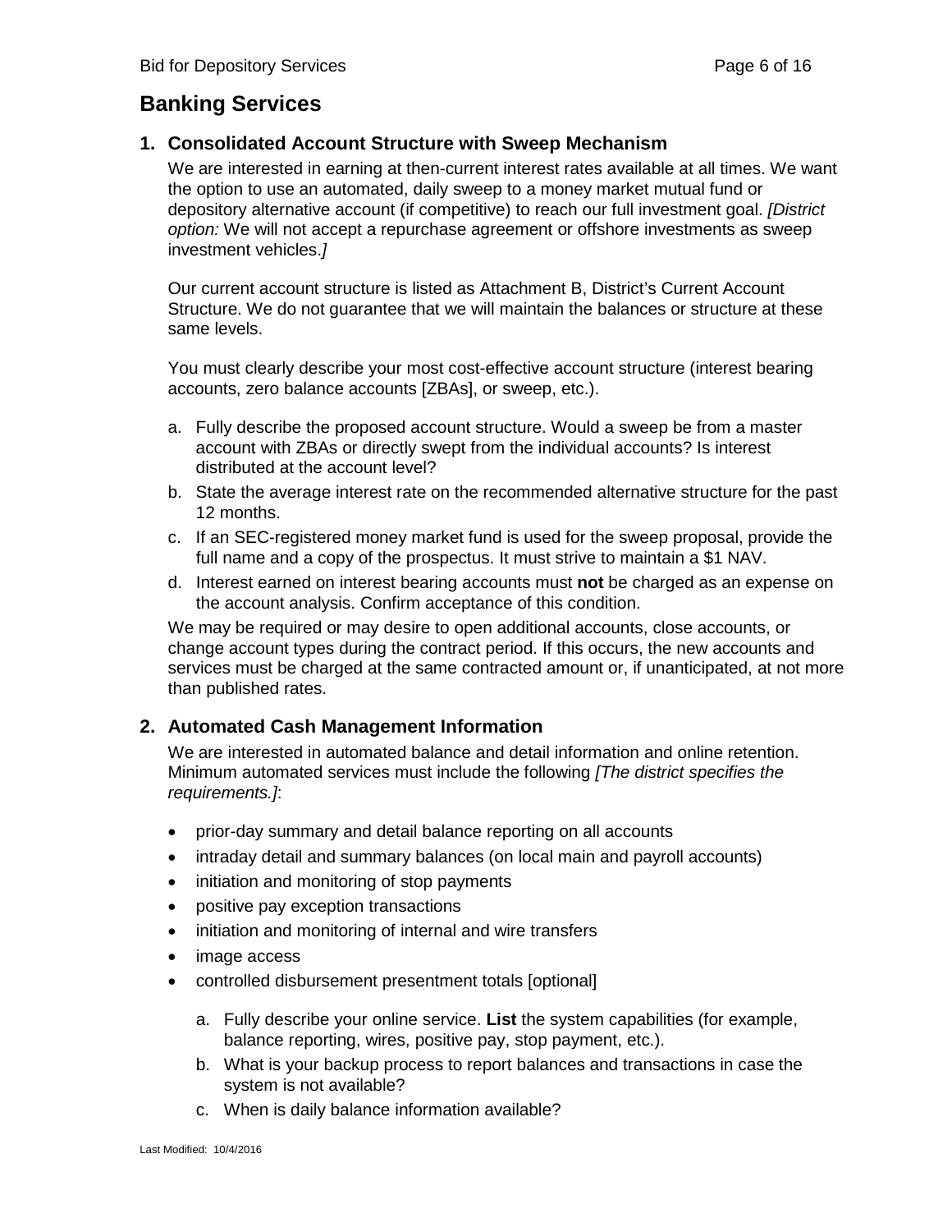# Banking Services

## 1. Consolidated Account Structure with Sweep Mechanism

We are interested in earning at then-current interest rates available at all times. We want the option to use an automated, daily sweep to a money market mutual fund or depository alternative account (if competitive) to reach our full investment goal. *[District option:* We will not accept a repurchase agreement or offshore investments as sweep investment vehicles.*]*

Our current account structure is listed as Attachment B, District's Current Account Structure. We do not guarantee that we will maintain the balances or structure at these same levels.

You must clearly describe your most cost-effective account structure (interest bearing accounts, zero balance accounts [ZBAs], or sweep, etc.).

a. Fully describe the proposed account structure. Would a sweep be from a master account with ZBAs or directly swept from the individual accounts? Is interest distributed at the account level?

b. State the average interest rate on the recommended alternative structure for the past 12 months.

c. If an SEC-registered money market fund is used for the sweep proposal, provide the full name and a copy of the prospectus. It must strive to maintain a $1 NAV.

d. Interest earned on interest bearing accounts must **not** be charged as an expense on the account analysis. Confirm acceptance of this condition.

We may be required or may desire to open additional accounts, close accounts, or change account types during the contract period. If this occurs, the new accounts and services must be charged at the same contracted amount or, if unanticipated, at not more than published rates.

## 2. Automated Cash Management Information

We are interested in automated balance and detail information and online retention. Minimum automated services must include the following *[The district specifies the requirements.]*:

- prior-day summary and detail balance reporting on all accounts
- intraday detail and summary balances (on local main and payroll accounts)
- initiation and monitoring of stop payments
- positive pay exception transactions
- initiation and monitoring of internal and wire transfers
- image access
- controlled disbursement presentment totals [optional]

a. Fully describe your online service. **List** the system capabilities (for example, balance reporting, wires, positive pay, stop payment, etc.).

b. What is your backup process to report balances and transactions in case the system is not available?

c. When is daily balance information available?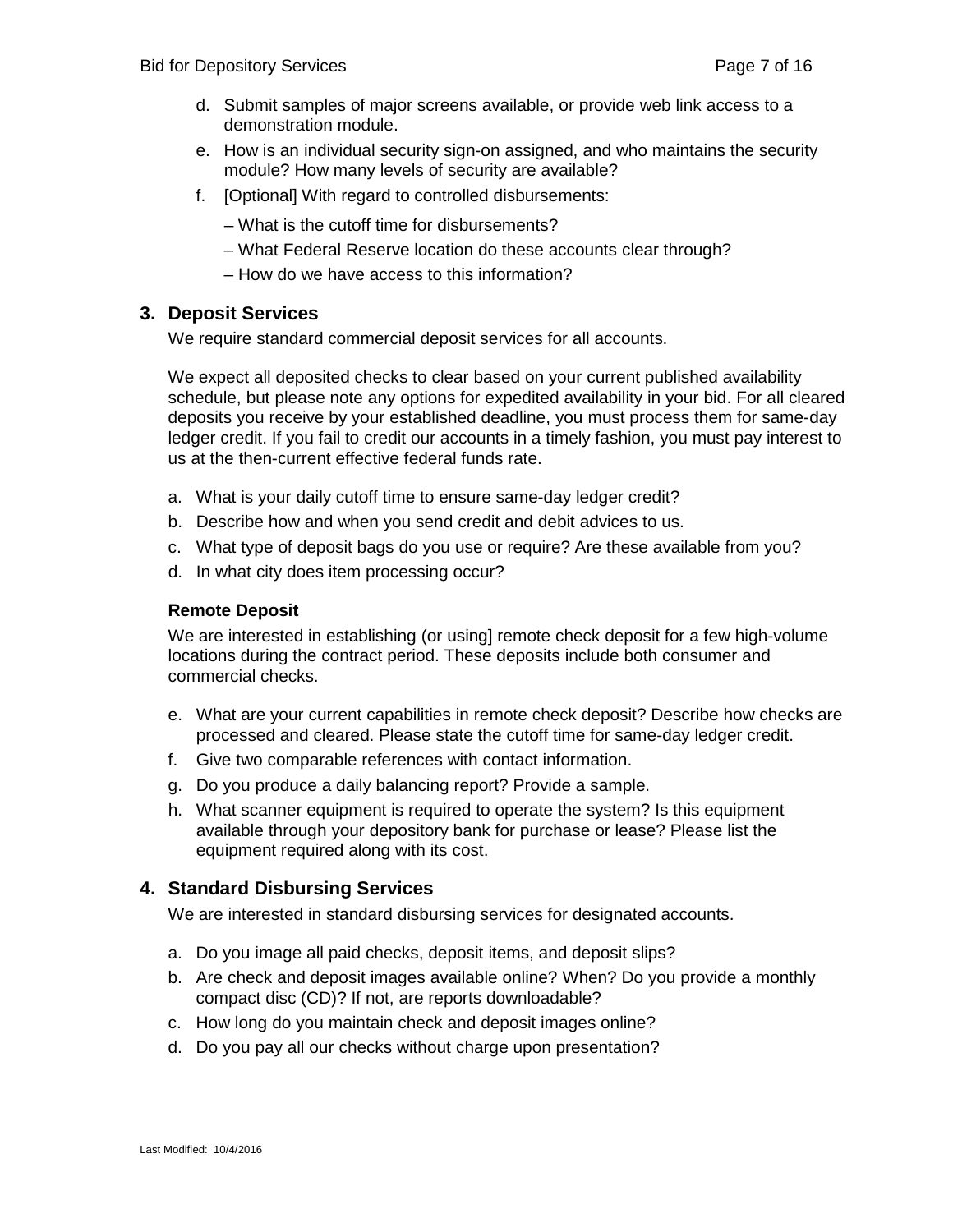d. Submit samples of major screens available, or provide web link access to a demonstration module.

e. How is an individual security sign-on assigned, and who maintains the security module? How many levels of security are available?

f. [Optional] With regard to controlled disbursements:

   – What is the cutoff time for disbursements?

   – What Federal Reserve location do these accounts clear through?

   – How do we have access to this information?

## 3. Deposit Services

We require standard commercial deposit services for all accounts.

We expect all deposited checks to clear based on your current published availability schedule, but please note any options for expedited availability in your bid. For all cleared deposits you receive by your established deadline, you must process them for same-day ledger credit. If you fail to credit our accounts in a timely fashion, you must pay interest to us at the then-current effective federal funds rate.

a. What is your daily cutoff time to ensure same-day ledger credit?

b. Describe how and when you send credit and debit advices to us.

c. What type of deposit bags do you use or require? Are these available from you?

d. In what city does item processing occur?

**Remote Deposit**

We are interested in establishing (or using] remote check deposit for a few high-volume locations during the contract period. These deposits include both consumer and commercial checks.

e. What are your current capabilities in remote check deposit? Describe how checks are processed and cleared. Please state the cutoff time for same-day ledger credit.

f. Give two comparable references with contact information.

g. Do you produce a daily balancing report? Provide a sample.

h. What scanner equipment is required to operate the system? Is this equipment available through your depository bank for purchase or lease? Please list the equipment required along with its cost.

## 4. Standard Disbursing Services

We are interested in standard disbursing services for designated accounts.

a. Do you image all paid checks, deposit items, and deposit slips?

b. Are check and deposit images available online? When? Do you provide a monthly compact disc (CD)? If not, are reports downloadable?

c. How long do you maintain check and deposit images online?

d. Do you pay all our checks without charge upon presentation?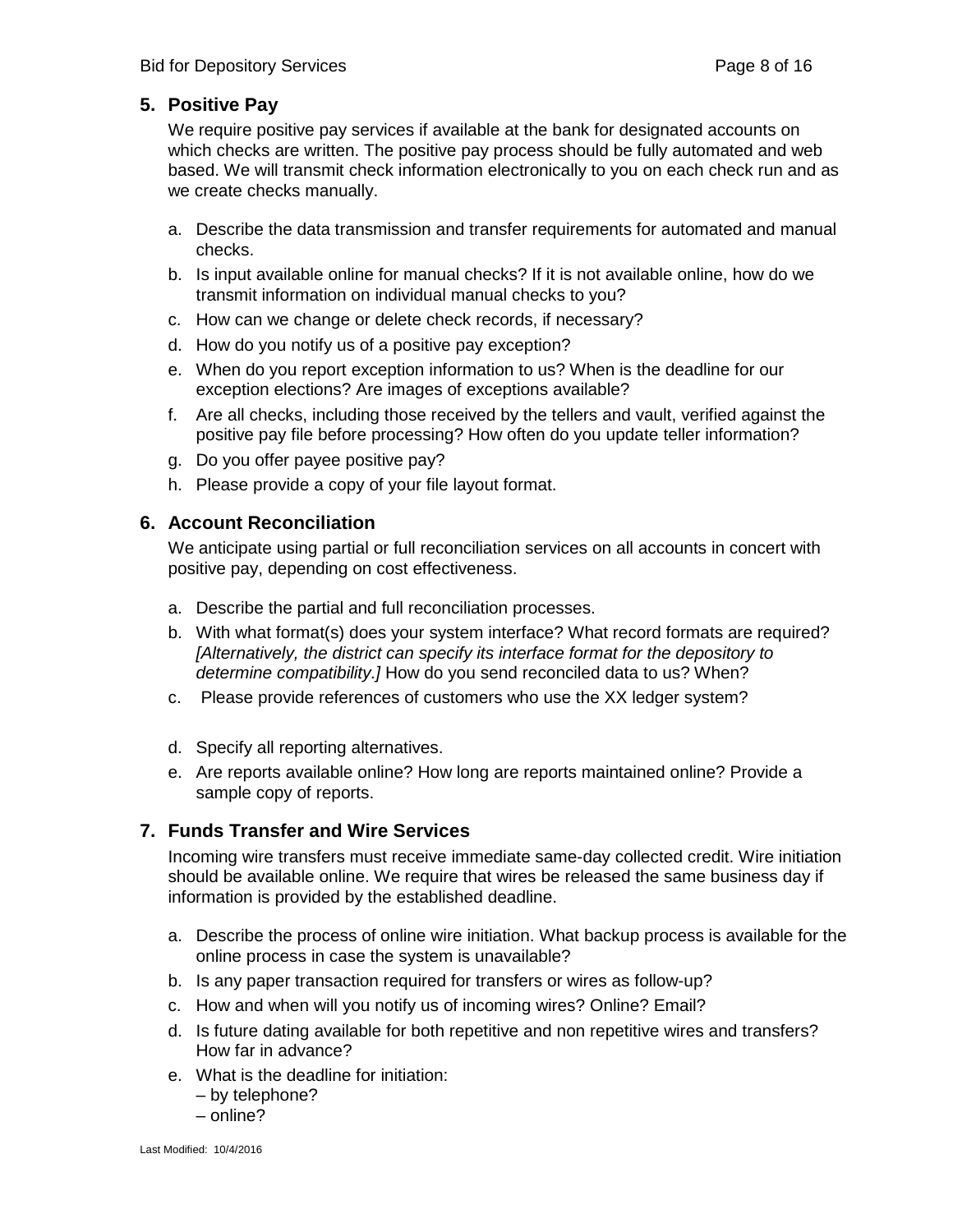## 5. Positive Pay

We require positive pay services if available at the bank for designated accounts on which checks are written. The positive pay process should be fully automated and web based. We will transmit check information electronically to you on each check run and as we create checks manually.

a. Describe the data transmission and transfer requirements for automated and manual checks.
b. Is input available online for manual checks? If it is not available online, how do we transmit information on individual manual checks to you?
c. How can we change or delete check records, if necessary?
d. How do you notify us of a positive pay exception?
e. When do you report exception information to us? When is the deadline for our exception elections? Are images of exceptions available?
f. Are all checks, including those received by the tellers and vault, verified against the positive pay file before processing? How often do you update teller information?
g. Do you offer payee positive pay?
h. Please provide a copy of your file layout format.

## 6. Account Reconciliation

We anticipate using partial or full reconciliation services on all accounts in concert with positive pay, depending on cost effectiveness.

a. Describe the partial and full reconciliation processes.
b. With what format(s) does your system interface? What record formats are required? *[Alternatively, the district can specify its interface format for the depository to determine compatibility.]* How do you send reconciled data to us? When?
c. Please provide references of customers who use the XX ledger system?
d. Specify all reporting alternatives.
e. Are reports available online? How long are reports maintained online? Provide a sample copy of reports.

## 7. Funds Transfer and Wire Services

Incoming wire transfers must receive immediate same-day collected credit. Wire initiation should be available online. We require that wires be released the same business day if information is provided by the established deadline.

a. Describe the process of online wire initiation. What backup process is available for the online process in case the system is unavailable?
b. Is any paper transaction required for transfers or wires as follow-up?
c. How and when will you notify us of incoming wires? Online? Email?
d. Is future dating available for both repetitive and non repetitive wires and transfers? How far in advance?
e. What is the deadline for initiation:
   – by telephone?
   – online?

Last Modified: 10/4/2016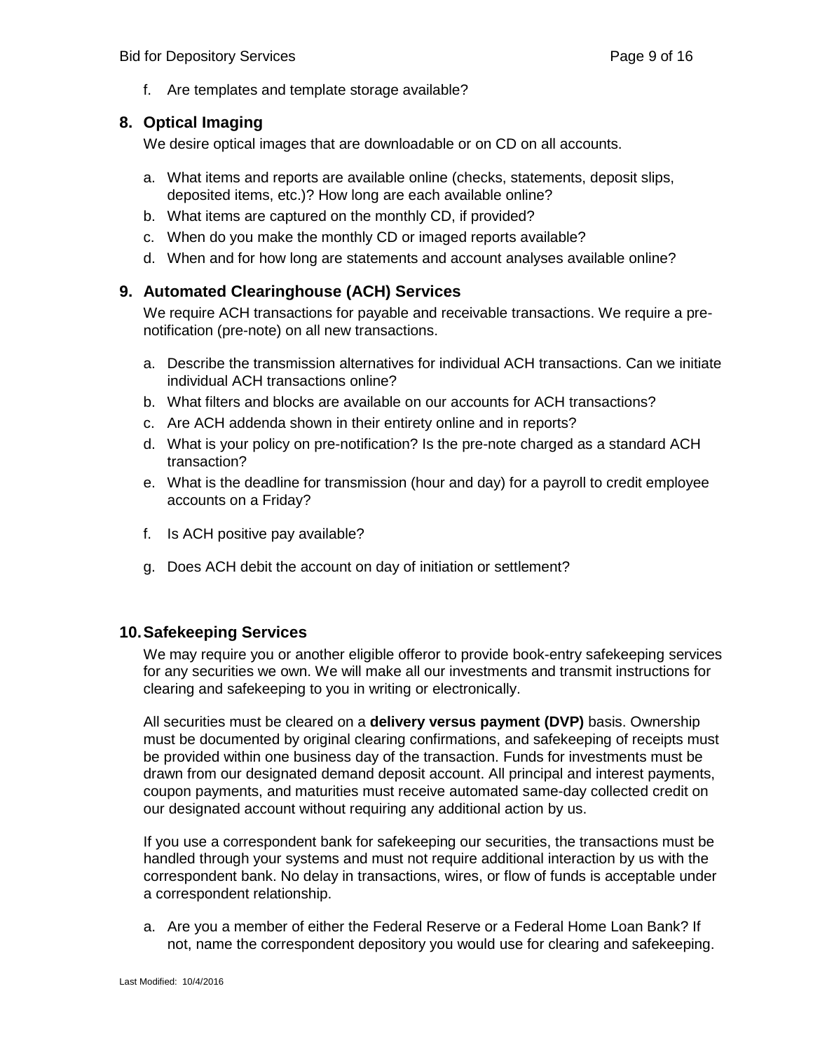f. Are templates and template storage available?

## 8. Optical Imaging

We desire optical images that are downloadable or on CD on all accounts.

a. What items and reports are available online (checks, statements, deposit slips, deposited items, etc.)? How long are each available online?
b. What items are captured on the monthly CD, if provided?
c. When do you make the monthly CD or imaged reports available?
d. When and for how long are statements and account analyses available online?

## 9. Automated Clearinghouse (ACH) Services

We require ACH transactions for payable and receivable transactions. We require a pre-notification (pre-note) on all new transactions.

a. Describe the transmission alternatives for individual ACH transactions. Can we initiate individual ACH transactions online?
b. What filters and blocks are available on our accounts for ACH transactions?
c. Are ACH addenda shown in their entirety online and in reports?
d. What is your policy on pre-notification? Is the pre-note charged as a standard ACH transaction?
e. What is the deadline for transmission (hour and day) for a payroll to credit employee accounts on a Friday?
f. Is ACH positive pay available?
g. Does ACH debit the account on day of initiation or settlement?

## 10. Safekeeping Services

We may require you or another eligible offeror to provide book-entry safekeeping services for any securities we own. We will make all our investments and transmit instructions for clearing and safekeeping to you in writing or electronically.

All securities must be cleared on a **delivery versus payment (DVP)** basis. Ownership must be documented by original clearing confirmations, and safekeeping of receipts must be provided within one business day of the transaction. Funds for investments must be drawn from our designated demand deposit account. All principal and interest payments, coupon payments, and maturities must receive automated same-day collected credit on our designated account without requiring any additional action by us.

If you use a correspondent bank for safekeeping our securities, the transactions must be handled through your systems and must not require additional interaction by us with the correspondent bank. No delay in transactions, wires, or flow of funds is acceptable under a correspondent relationship.

a. Are you a member of either the Federal Reserve or a Federal Home Loan Bank? If not, name the correspondent depository you would use for clearing and safekeeping.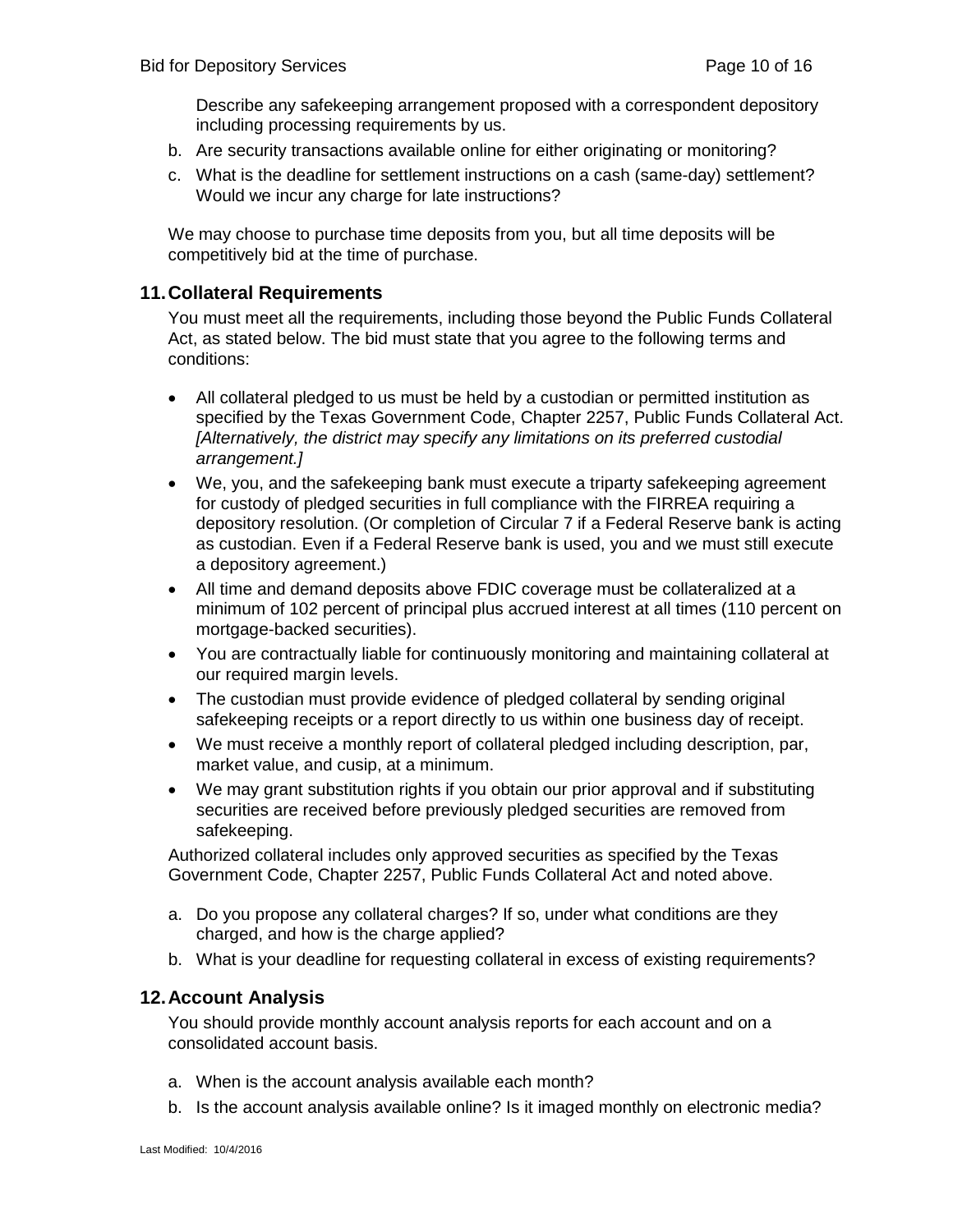Describe any safekeeping arrangement proposed with a correspondent depository including processing requirements by us.

b. Are security transactions available online for either originating or monitoring?
c. What is the deadline for settlement instructions on a cash (same-day) settlement? Would we incur any charge for late instructions?

We may choose to purchase time deposits from you, but all time deposits will be competitively bid at the time of purchase.

## 11. Collateral Requirements

You must meet all the requirements, including those beyond the Public Funds Collateral Act, as stated below. The bid must state that you agree to the following terms and conditions:

- All collateral pledged to us must be held by a custodian or permitted institution as specified by the Texas Government Code, Chapter 2257, Public Funds Collateral Act. *[Alternatively, the district may specify any limitations on its preferred custodial arrangement.]*
- We, you, and the safekeeping bank must execute a triparty safekeeping agreement for custody of pledged securities in full compliance with the FIRREA requiring a depository resolution. (Or completion of Circular 7 if a Federal Reserve bank is acting as custodian. Even if a Federal Reserve bank is used, you and we must still execute a depository agreement.)
- All time and demand deposits above FDIC coverage must be collateralized at a minimum of 102 percent of principal plus accrued interest at all times (110 percent on mortgage-backed securities).
- You are contractually liable for continuously monitoring and maintaining collateral at our required margin levels.
- The custodian must provide evidence of pledged collateral by sending original safekeeping receipts or a report directly to us within one business day of receipt.
- We must receive a monthly report of collateral pledged including description, par, market value, and cusip, at a minimum.
- We may grant substitution rights if you obtain our prior approval and if substituting securities are received before previously pledged securities are removed from safekeeping.

Authorized collateral includes only approved securities as specified by the Texas Government Code, Chapter 2257, Public Funds Collateral Act and noted above.

a. Do you propose any collateral charges? If so, under what conditions are they charged, and how is the charge applied?
b. What is your deadline for requesting collateral in excess of existing requirements?

## 12. Account Analysis

You should provide monthly account analysis reports for each account and on a consolidated account basis.

a. When is the account analysis available each month?
b. Is the account analysis available online? Is it imaged monthly on electronic media?

Last Modified: 10/4/2016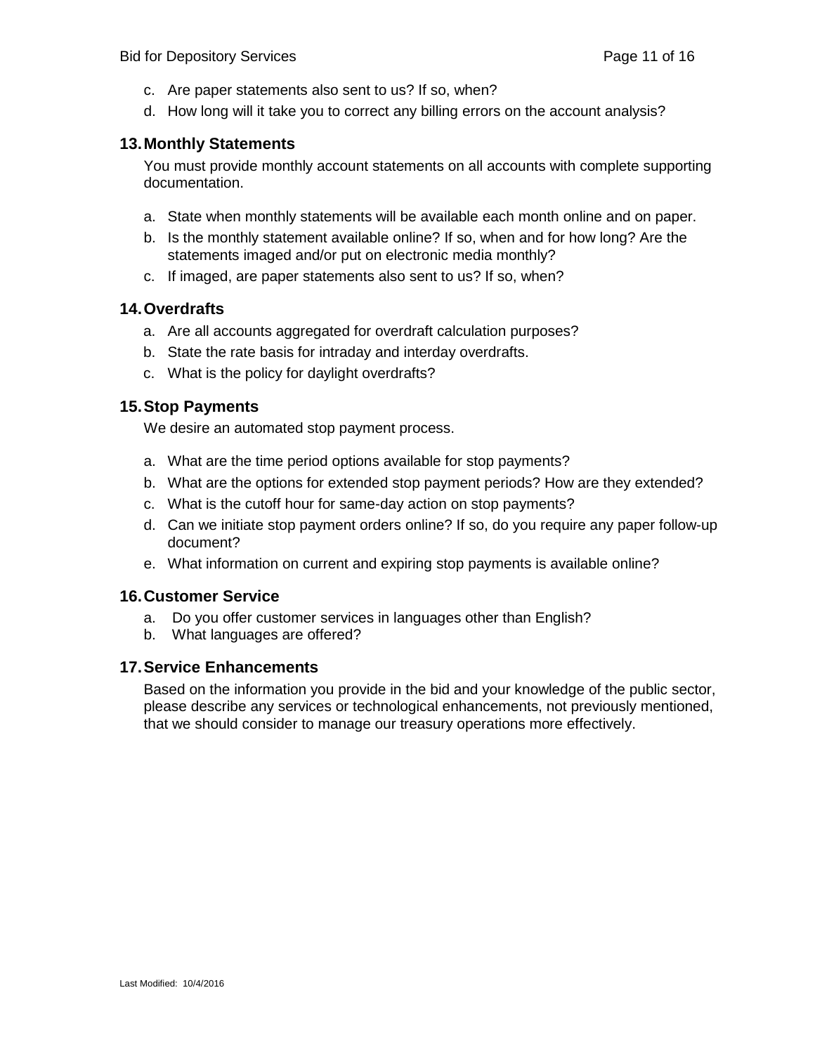c. Are paper statements also sent to us? If so, when?
d. How long will it take you to correct any billing errors on the account analysis?

## 13. Monthly Statements

You must provide monthly account statements on all accounts with complete supporting documentation.

a. State when monthly statements will be available each month online and on paper.
b. Is the monthly statement available online? If so, when and for how long? Are the statements imaged and/or put on electronic media monthly?
c. If imaged, are paper statements also sent to us? If so, when?

## 14. Overdrafts

a. Are all accounts aggregated for overdraft calculation purposes?
b. State the rate basis for intraday and interday overdrafts.
c. What is the policy for daylight overdrafts?

## 15. Stop Payments

We desire an automated stop payment process.

a. What are the time period options available for stop payments?
b. What are the options for extended stop payment periods? How are they extended?
c. What is the cutoff hour for same-day action on stop payments?
d. Can we initiate stop payment orders online? If so, do you require any paper follow-up document?
e. What information on current and expiring stop payments is available online?

## 16. Customer Service

a. Do you offer customer services in languages other than English?
b. What languages are offered?

## 17. Service Enhancements

Based on the information you provide in the bid and your knowledge of the public sector, please describe any services or technological enhancements, not previously mentioned, that we should consider to manage our treasury operations more effectively.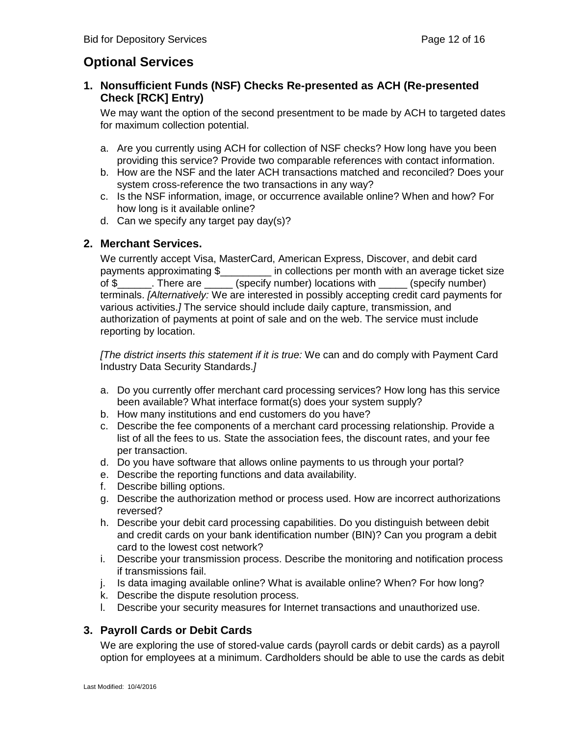## Optional Services

### 1. Nonsufficient Funds (NSF) Checks Re-presented as ACH (Re-presented Check [RCK] Entry)

We may want the option of the second presentment to be made by ACH to targeted dates for maximum collection potential.

a. Are you currently using ACH for collection of NSF checks? How long have you been providing this service? Provide two comparable references with contact information.
b. How are the NSF and the later ACH transactions matched and reconciled? Does your system cross-reference the two transactions in any way?
c. Is the NSF information, image, or occurrence available online? When and how? For how long is it available online?
d. Can we specify any target pay day(s)?

### 2. Merchant Services.

We currently accept Visa, MasterCard, American Express, Discover, and debit card payments approximating $_________ in collections per month with an average ticket size of $______. There are _____ (specify number) locations with _____ (specify number) terminals. *[Alternatively:* We are interested in possibly accepting credit card payments for various activities.*]* The service should include daily capture, transmission, and authorization of payments at point of sale and on the web. The service must include reporting by location.

*[The district inserts this statement if it is true:* We can and do comply with Payment Card Industry Data Security Standards.*]*

a. Do you currently offer merchant card processing services? How long has this service been available? What interface format(s) does your system supply?
b. How many institutions and end customers do you have?
c. Describe the fee components of a merchant card processing relationship. Provide a list of all the fees to us. State the association fees, the discount rates, and your fee per transaction.
d. Do you have software that allows online payments to us through your portal?
e. Describe the reporting functions and data availability.
f. Describe billing options.
g. Describe the authorization method or process used. How are incorrect authorizations reversed?
h. Describe your debit card processing capabilities. Do you distinguish between debit and credit cards on your bank identification number (BIN)? Can you program a debit card to the lowest cost network?
i. Describe your transmission process. Describe the monitoring and notification process if transmissions fail.
j. Is data imaging available online? What is available online? When? For how long?
k. Describe the dispute resolution process.
l. Describe your security measures for Internet transactions and unauthorized use.

### 3. Payroll Cards or Debit Cards

We are exploring the use of stored-value cards (payroll cards or debit cards) as a payroll option for employees at a minimum. Cardholders should be able to use the cards as debit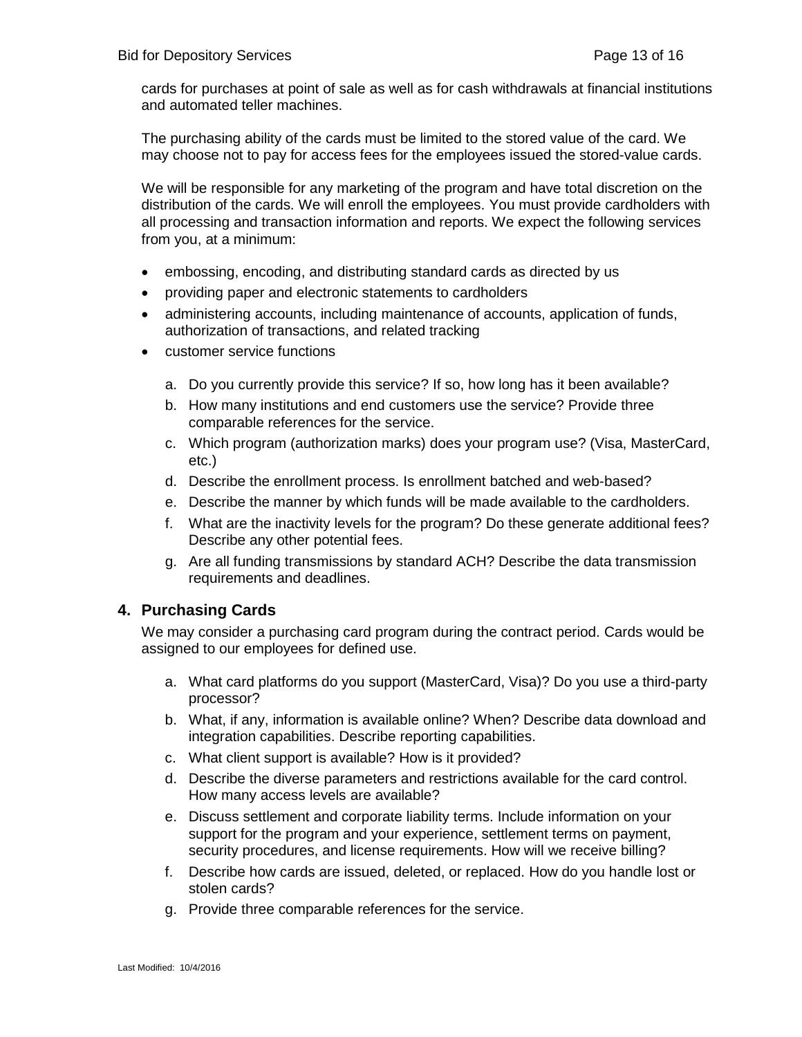cards for purchases at point of sale as well as for cash withdrawals at financial institutions and automated teller machines.

The purchasing ability of the cards must be limited to the stored value of the card. We may choose not to pay for access fees for the employees issued the stored-value cards.

We will be responsible for any marketing of the program and have total discretion on the distribution of the cards. We will enroll the employees. You must provide cardholders with all processing and transaction information and reports. We expect the following services from you, at a minimum:

- embossing, encoding, and distributing standard cards as directed by us
- providing paper and electronic statements to cardholders
- administering accounts, including maintenance of accounts, application of funds, authorization of transactions, and related tracking
- customer service functions

  a. Do you currently provide this service? If so, how long has it been available?
  b. How many institutions and end customers use the service? Provide three comparable references for the service.
  c. Which program (authorization marks) does your program use? (Visa, MasterCard, etc.)
  d. Describe the enrollment process. Is enrollment batched and web-based?
  e. Describe the manner by which funds will be made available to the cardholders.
  f. What are the inactivity levels for the program? Do these generate additional fees? Describe any other potential fees.
  g. Are all funding transmissions by standard ACH? Describe the data transmission requirements and deadlines.

## 4. Purchasing Cards

We may consider a purchasing card program during the contract period. Cards would be assigned to our employees for defined use.

a. What card platforms do you support (MasterCard, Visa)? Do you use a third-party processor?
b. What, if any, information is available online? When? Describe data download and integration capabilities. Describe reporting capabilities.
c. What client support is available? How is it provided?
d. Describe the diverse parameters and restrictions available for the card control. How many access levels are available?
e. Discuss settlement and corporate liability terms. Include information on your support for the program and your experience, settlement terms on payment, security procedures, and license requirements. How will we receive billing?
f. Describe how cards are issued, deleted, or replaced. How do you handle lost or stolen cards?
g. Provide three comparable references for the service.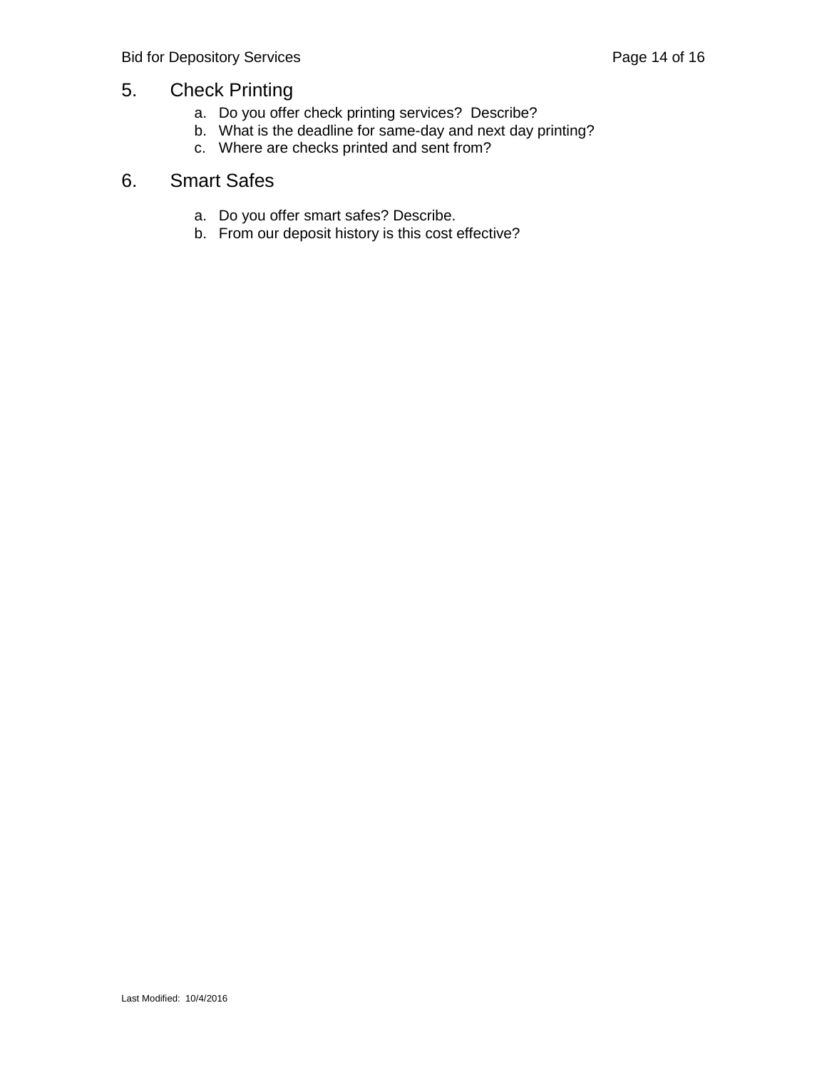## 5. Check Printing

a. Do you offer check printing services? Describe?
b. What is the deadline for same-day and next day printing?
c. Where are checks printed and sent from?

## 6. Smart Safes

a. Do you offer smart safes? Describe.
b. From our deposit history is this cost effective?

Last Modified: 10/4/2016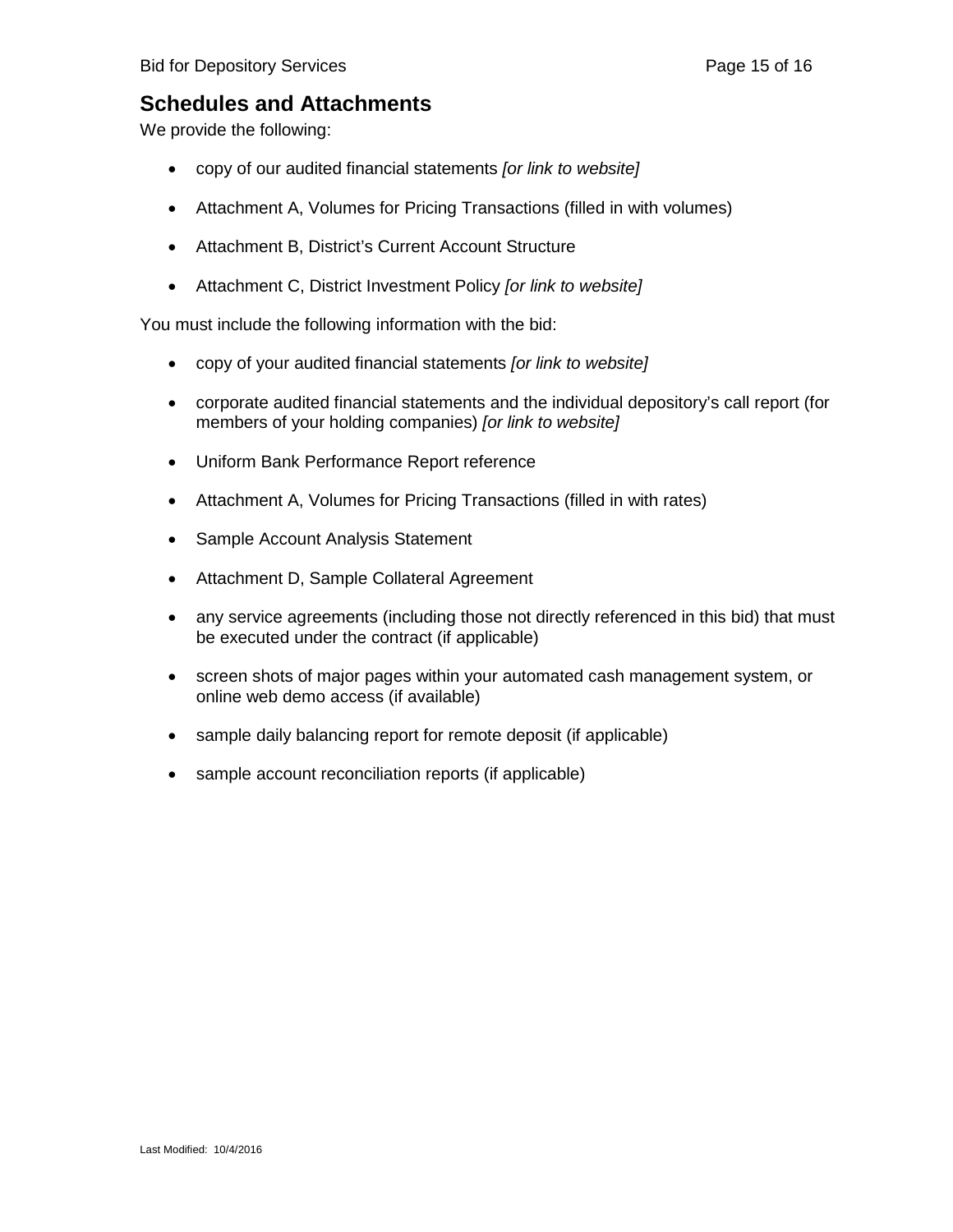## Schedules and Attachments

We provide the following:

- copy of our audited financial statements *[or link to website]*
- Attachment A, Volumes for Pricing Transactions (filled in with volumes)
- Attachment B, District's Current Account Structure
- Attachment C, District Investment Policy *[or link to website]*

You must include the following information with the bid:

- copy of your audited financial statements *[or link to website]*
- corporate audited financial statements and the individual depository's call report (for members of your holding companies) *[or link to website]*
- Uniform Bank Performance Report reference
- Attachment A, Volumes for Pricing Transactions (filled in with rates)
- Sample Account Analysis Statement
- Attachment D, Sample Collateral Agreement
- any service agreements (including those not directly referenced in this bid) that must be executed under the contract (if applicable)
- screen shots of major pages within your automated cash management system, or online web demo access (if available)
- sample daily balancing report for remote deposit (if applicable)
- sample account reconciliation reports (if applicable)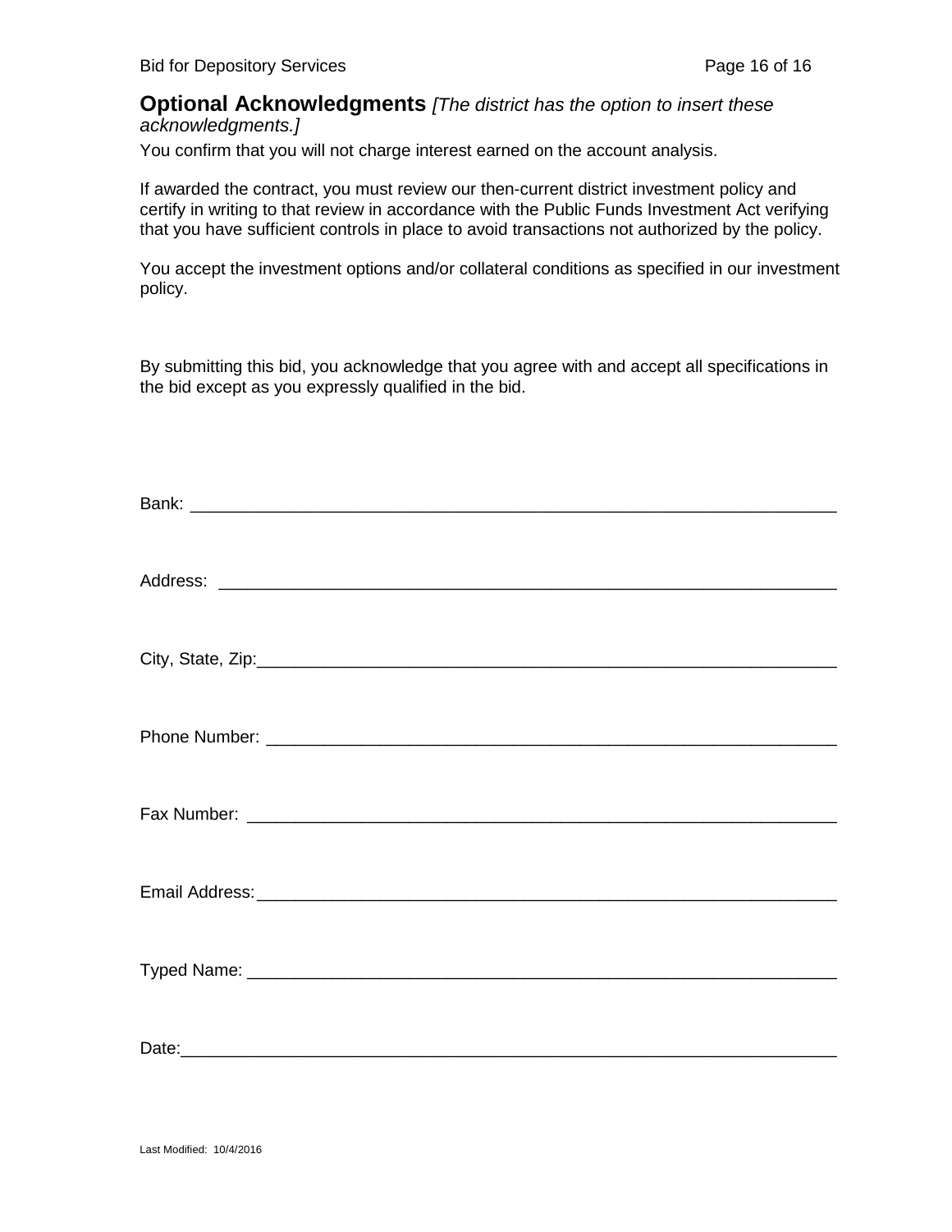## Optional Acknowledgments *[The district has the option to insert these acknowledgments.]*

You confirm that you will not charge interest earned on the account analysis.

If awarded the contract, you must review our then-current district investment policy and certify in writing to that review in accordance with the Public Funds Investment Act verifying that you have sufficient controls in place to avoid transactions not authorized by the policy.

You accept the investment options and/or collateral conditions as specified in our investment policy.

By submitting this bid, you acknowledge that you agree with and accept all specifications in the bid except as you expressly qualified in the bid.

Bank: ______________________________________________________________________

Address: ____________________________________________________________________

City, State, Zip:_______________________________________________________________

Phone Number: _______________________________________________________________

Fax Number: _________________________________________________________________

Email Address:________________________________________________________________

Typed Name: _________________________________________________________________

Date:_______________________________________________________________________

Last Modified: 10/4/2016